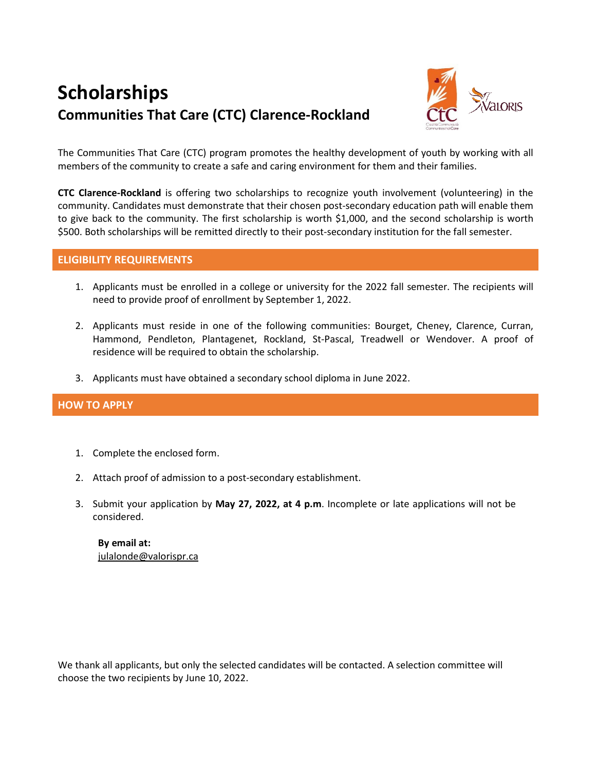# Scholarships

## Communities That Care (CTC) Clarence-Rockland

The Communities That Care (CTC) program promotes the healthy development of youth by working with all members of the community to create a safe and caring environment for them and their families.

**CTC Clarence-Rockland** is offering two scholarships to recognize youth involvement (volunteering) in the community. Candidates must demonstrate that their chosen post-secondary education path will enable them to give back to the community. The first scholarship is worth $1,000, and the second scholarship is worth $500. Both scholarships will be remitted directly to their post-secondary institution for the fall semester.

### ELIGIBILITY REQUIREMENTS

1. Applicants must be enrolled in a college or university for the 2022 fall semester. The recipients will need to provide proof of enrollment by September 1, 2022.
2. Applicants must reside in one of the following communities: Bourget, Cheney, Clarence, Curran, Hammond, Pendleton, Plantagenet, Rockland, St-Pascal, Treadwell or Wendover. A proof of residence will be required to obtain the scholarship.
3. Applicants must have obtained a secondary school diploma in June 2022.

### HOW TO APPLY

1. Complete the enclosed form.
2. Attach proof of admission to a post-secondary establishment.
3. Submit your application by **May 27, 2022, at 4 p.m**. Incomplete or late applications will not be considered.

   **By email at:**
   julalonde@valorispr.ca

We thank all applicants, but only the selected candidates will be contacted. A selection committee will choose the two recipients by June 10, 2022.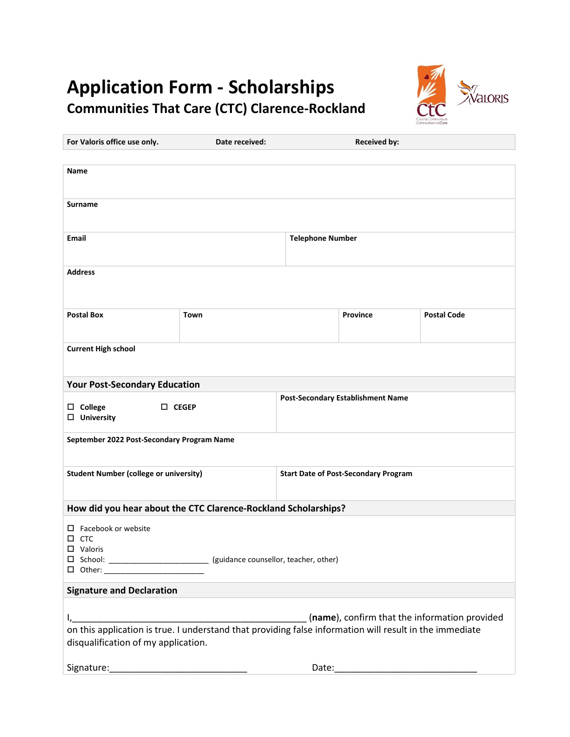# Application Form - Scholarships

## Communities That Care (CTC) Clarence-Rockland

| For Valoris office use only. | Date received: | Received by: |
| --- | --- | --- |

| Name | | | |
| --- | --- | --- | --- |
| **Surname** | | | |
| **Email** | | **Telephone Number** | |
| **Address** | | | |
| **Postal Box** | **Town** | **Province** | **Postal Code** |
| **Current High school** | | | |

### Your Post-Secondary Education

| ☐ **College** ☐ **CEGEP** ☐ **University** | **Post-Secondary Establishment Name** |
| --- | --- |
| **September 2022 Post-Secondary Program Name** | |
| **Student Number (college or university)** | **Start Date of Post-Secondary Program** |

### How did you hear about the CTC Clarence-Rockland Scholarships?

- ☐ Facebook or website
- ☐ CTC
- ☐ Valoris
- ☐ School: _______________________ (guidance counsellor, teacher, other)
- ☐ Other: _______________________

### Signature and Declaration

I,_______________________________________________ (**name**), confirm that the information provided on this application is true. I understand that providing false information will result in the immediate disqualification of my application.

Signature:___________________________ Date:____________________________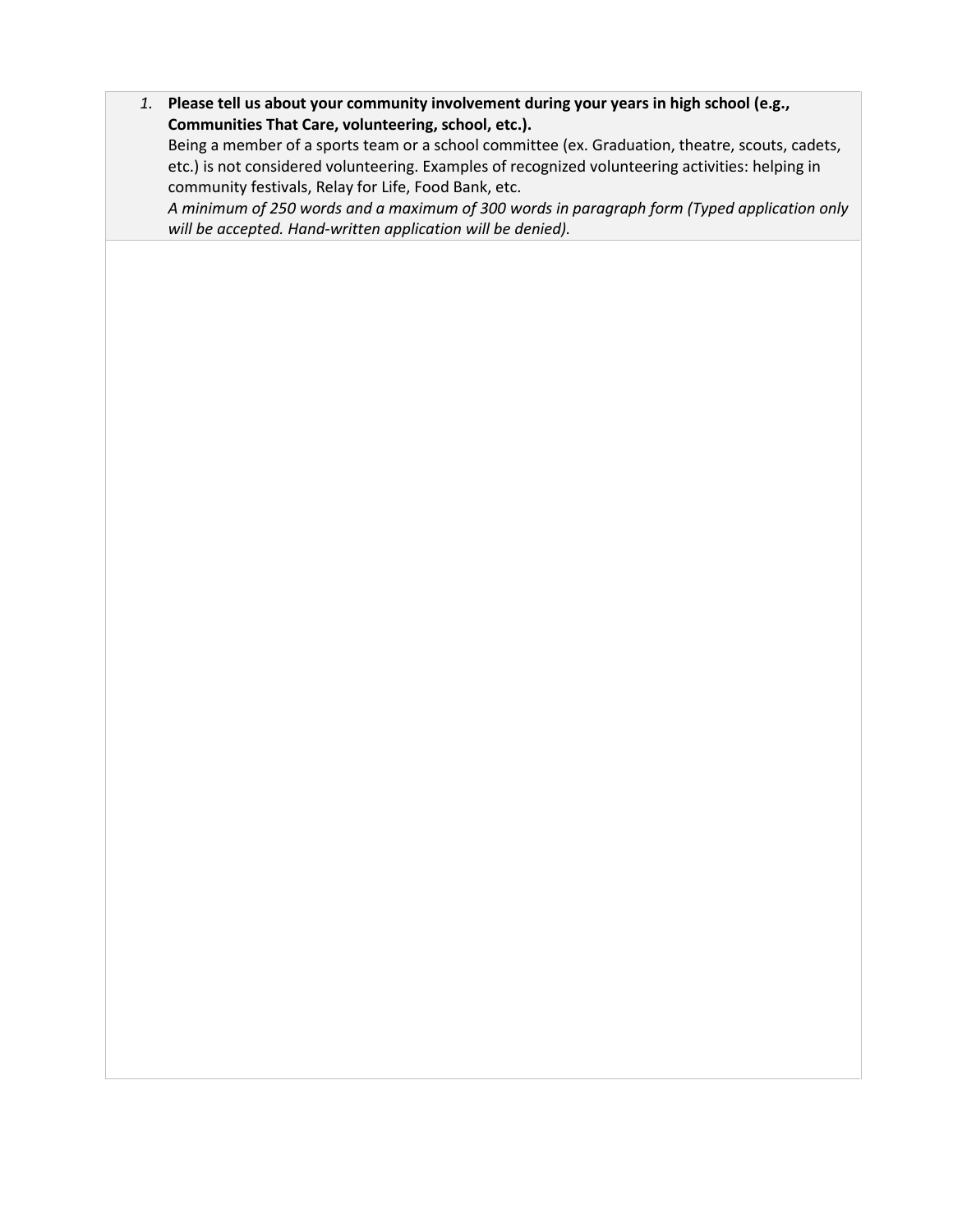1. **Please tell us about your community involvement during your years in high school (e.g., Communities That Care, volunteering, school, etc.).**
   Being a member of a sports team or a school committee (ex. Graduation, theatre, scouts, cadets, etc.) is not considered volunteering. Examples of recognized volunteering activities: helping in community festivals, Relay for Life, Food Bank, etc.
   *A minimum of 250 words and a maximum of 300 words in paragraph form (Typed application only will be accepted. Hand-written application will be denied).*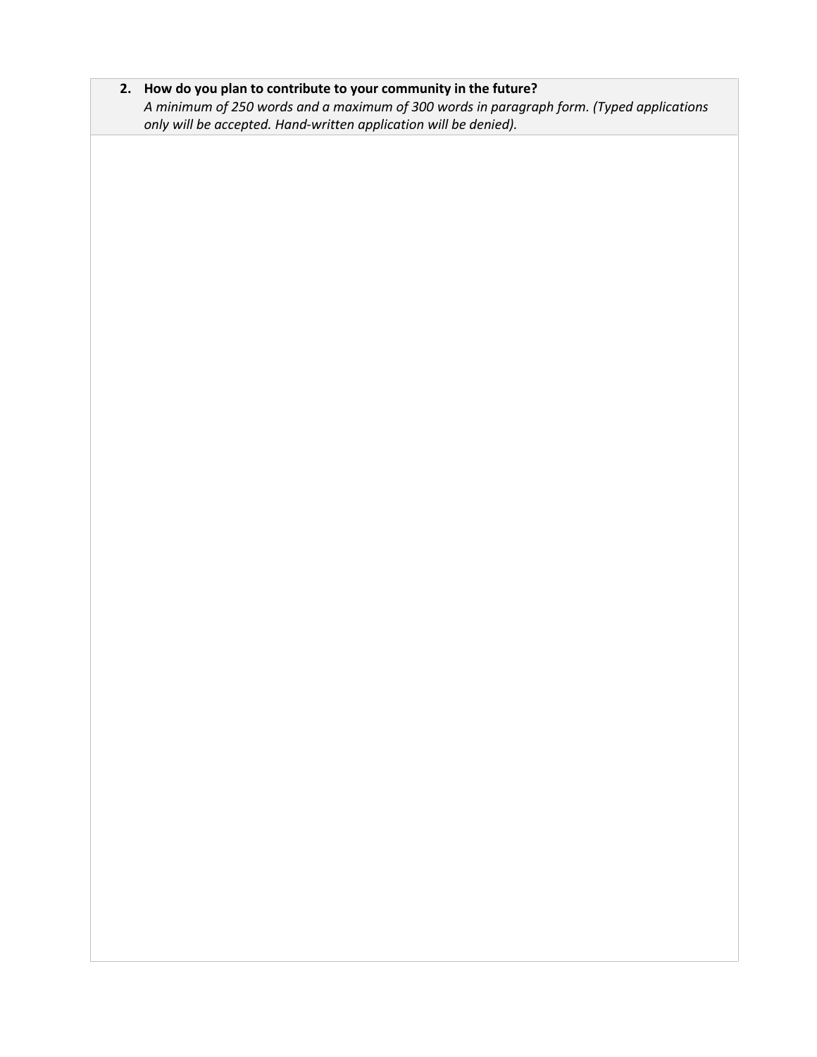2. **How do you plan to contribute to your community in the future?**
   *A minimum of 250 words and a maximum of 300 words in paragraph form. (Typed applications only will be accepted. Hand-written application will be denied).*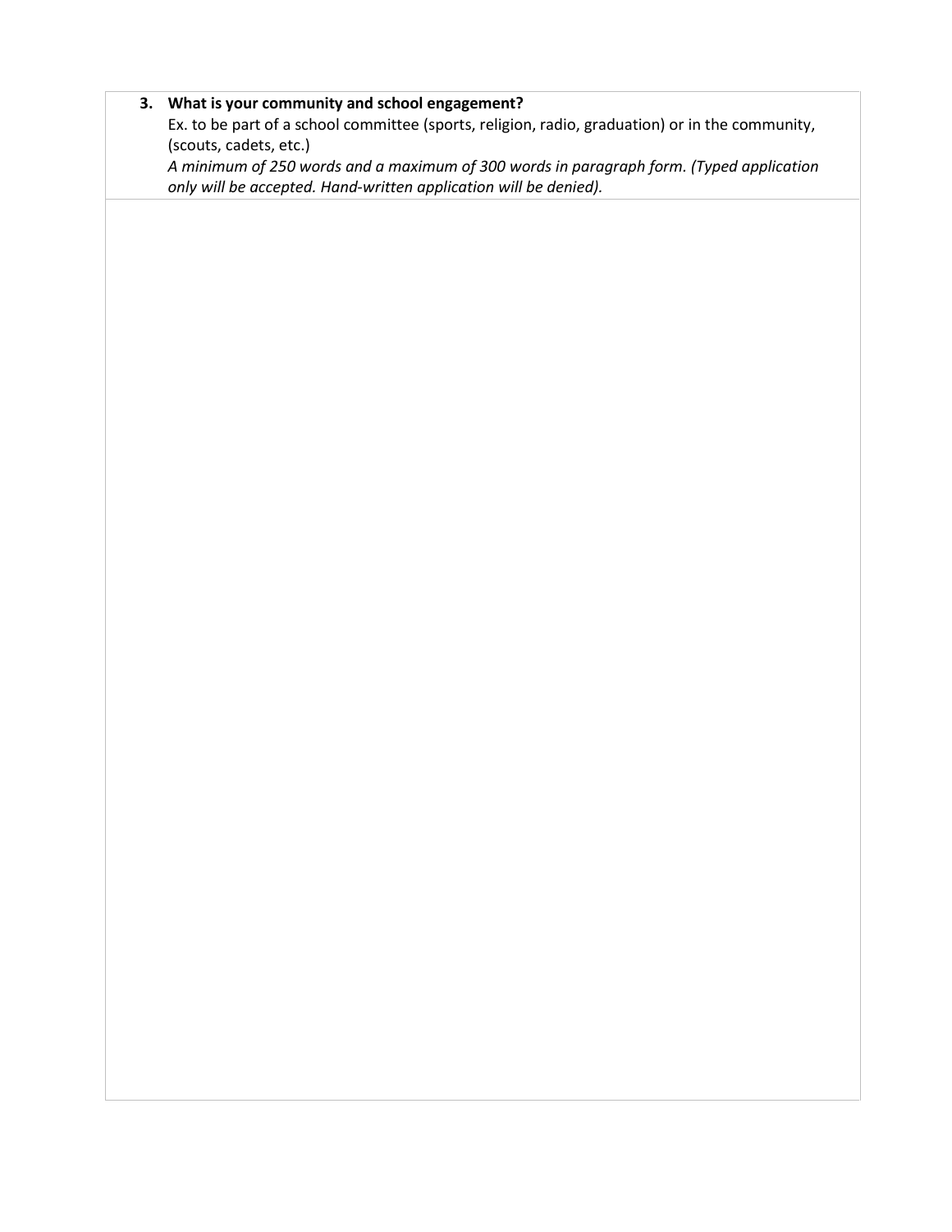**3. What is your community and school engagement?**

Ex. to be part of a school committee (sports, religion, radio, graduation) or in the community, (scouts, cadets, etc.)

*A minimum of 250 words and a maximum of 300 words in paragraph form. (Typed application only will be accepted. Hand-written application will be denied).*